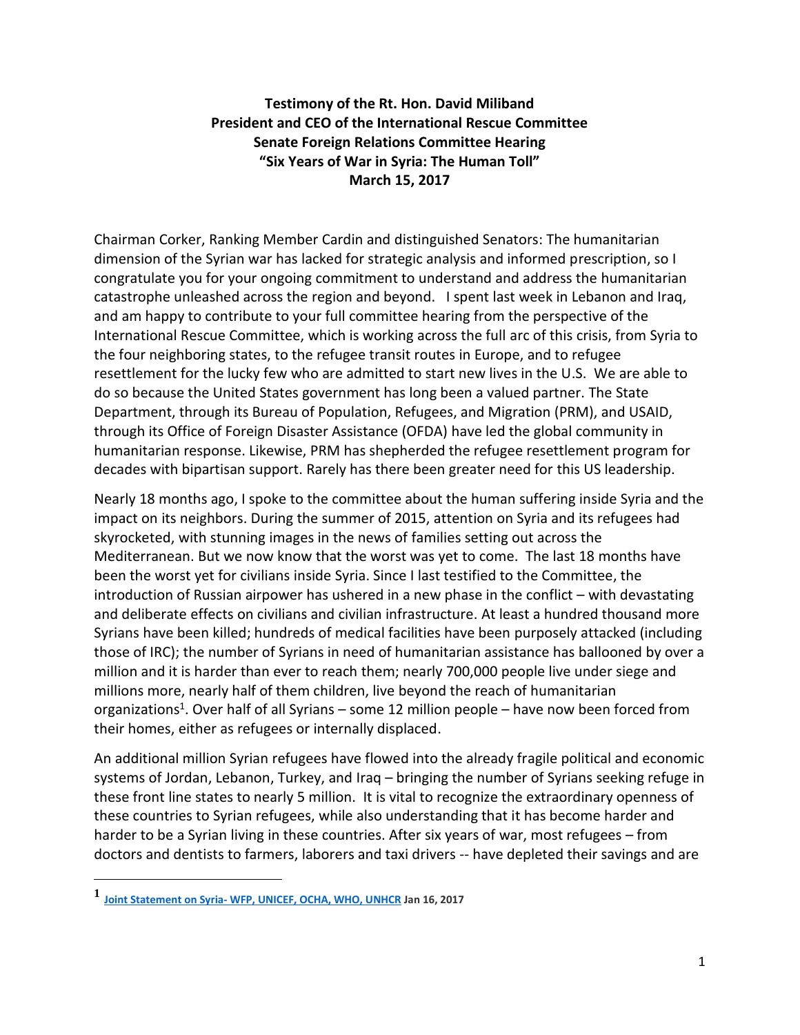**Testimony of the Rt. Hon. David Miliband**
**President and CEO of the International Rescue Committee**
**Senate Foreign Relations Committee Hearing**
**"Six Years of War in Syria: The Human Toll"**
**March 15, 2017**

Chairman Corker, Ranking Member Cardin and distinguished Senators: The humanitarian dimension of the Syrian war has lacked for strategic analysis and informed prescription, so I congratulate you for your ongoing commitment to understand and address the humanitarian catastrophe unleashed across the region and beyond. I spent last week in Lebanon and Iraq, and am happy to contribute to your full committee hearing from the perspective of the International Rescue Committee, which is working across the full arc of this crisis, from Syria to the four neighboring states, to the refugee transit routes in Europe, and to refugee resettlement for the lucky few who are admitted to start new lives in the U.S. We are able to do so because the United States government has long been a valued partner. The State Department, through its Bureau of Population, Refugees, and Migration (PRM), and USAID, through its Office of Foreign Disaster Assistance (OFDA) have led the global community in humanitarian response. Likewise, PRM has shepherded the refugee resettlement program for decades with bipartisan support. Rarely has there been greater need for this US leadership.

Nearly 18 months ago, I spoke to the committee about the human suffering inside Syria and the impact on its neighbors. During the summer of 2015, attention on Syria and its refugees had skyrocketed, with stunning images in the news of families setting out across the Mediterranean. But we now know that the worst was yet to come. The last 18 months have been the worst yet for civilians inside Syria. Since I last testified to the Committee, the introduction of Russian airpower has ushered in a new phase in the conflict – with devastating and deliberate effects on civilians and civilian infrastructure. At least a hundred thousand more Syrians have been killed; hundreds of medical facilities have been purposely attacked (including those of IRC); the number of Syrians in need of humanitarian assistance has ballooned by over a million and it is harder than ever to reach them; nearly 700,000 people live under siege and millions more, nearly half of them children, live beyond the reach of humanitarian organizations[1]. Over half of all Syrians – some 12 million people – have now been forced from their homes, either as refugees or internally displaced.

An additional million Syrian refugees have flowed into the already fragile political and economic systems of Jordan, Lebanon, Turkey, and Iraq – bringing the number of Syrians seeking refuge in these front line states to nearly 5 million. It is vital to recognize the extraordinary openness of these countries to Syrian refugees, while also understanding that it has become harder and harder to be a Syrian living in these countries. After six years of war, most refugees – from doctors and dentists to farmers, laborers and taxi drivers -- have depleted their savings and are

---

[1] **Joint Statement on Syria- WFP, UNICEF, OCHA, WHO, UNHCR Jan 16, 2017**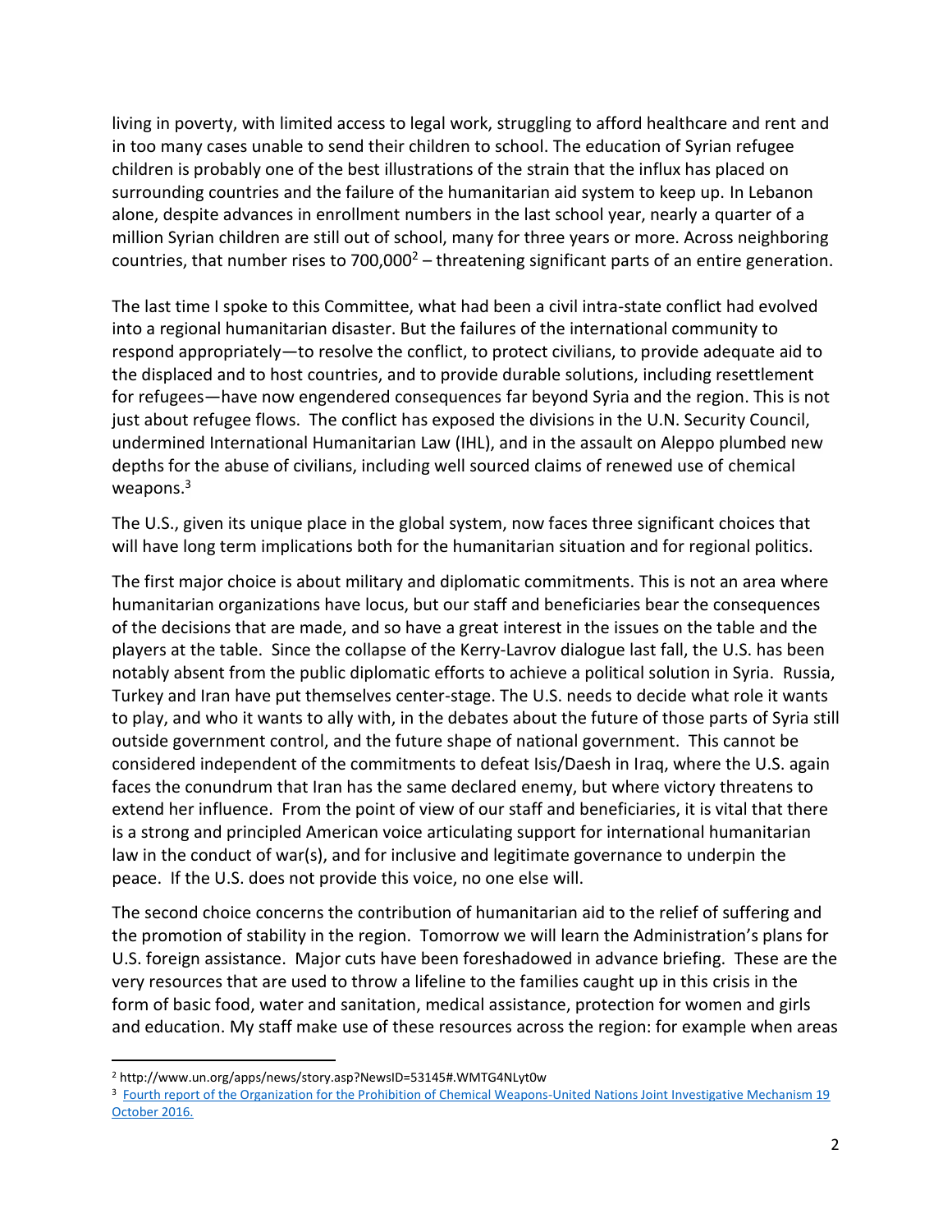living in poverty, with limited access to legal work, struggling to afford healthcare and rent and in too many cases unable to send their children to school. The education of Syrian refugee children is probably one of the best illustrations of the strain that the influx has placed on surrounding countries and the failure of the humanitarian aid system to keep up. In Lebanon alone, despite advances in enrollment numbers in the last school year, nearly a quarter of a million Syrian children are still out of school, many for three years or more. Across neighboring countries, that number rises to 700,000[2] – threatening significant parts of an entire generation.

The last time I spoke to this Committee, what had been a civil intra-state conflict had evolved into a regional humanitarian disaster. But the failures of the international community to respond appropriately—to resolve the conflict, to protect civilians, to provide adequate aid to the displaced and to host countries, and to provide durable solutions, including resettlement for refugees—have now engendered consequences far beyond Syria and the region. This is not just about refugee flows. The conflict has exposed the divisions in the U.N. Security Council, undermined International Humanitarian Law (IHL), and in the assault on Aleppo plumbed new depths for the abuse of civilians, including well sourced claims of renewed use of chemical weapons.[3]

The U.S., given its unique place in the global system, now faces three significant choices that will have long term implications both for the humanitarian situation and for regional politics.

The first major choice is about military and diplomatic commitments. This is not an area where humanitarian organizations have locus, but our staff and beneficiaries bear the consequences of the decisions that are made, and so have a great interest in the issues on the table and the players at the table. Since the collapse of the Kerry-Lavrov dialogue last fall, the U.S. has been notably absent from the public diplomatic efforts to achieve a political solution in Syria. Russia, Turkey and Iran have put themselves center-stage. The U.S. needs to decide what role it wants to play, and who it wants to ally with, in the debates about the future of those parts of Syria still outside government control, and the future shape of national government. This cannot be considered independent of the commitments to defeat Isis/Daesh in Iraq, where the U.S. again faces the conundrum that Iran has the same declared enemy, but where victory threatens to extend her influence. From the point of view of our staff and beneficiaries, it is vital that there is a strong and principled American voice articulating support for international humanitarian law in the conduct of war(s), and for inclusive and legitimate governance to underpin the peace. If the U.S. does not provide this voice, no one else will.

The second choice concerns the contribution of humanitarian aid to the relief of suffering and the promotion of stability in the region. Tomorrow we will learn the Administration's plans for U.S. foreign assistance. Major cuts have been foreshadowed in advance briefing. These are the very resources that are used to throw a lifeline to the families caught up in this crisis in the form of basic food, water and sanitation, medical assistance, protection for women and girls and education. My staff make use of these resources across the region: for example when areas

---

[2] http://www.un.org/apps/news/story.asp?NewsID=53145#.WMTG4NLyt0w

[3] Fourth report of the Organization for the Prohibition of Chemical Weapons-United Nations Joint Investigative Mechanism 19 October 2016.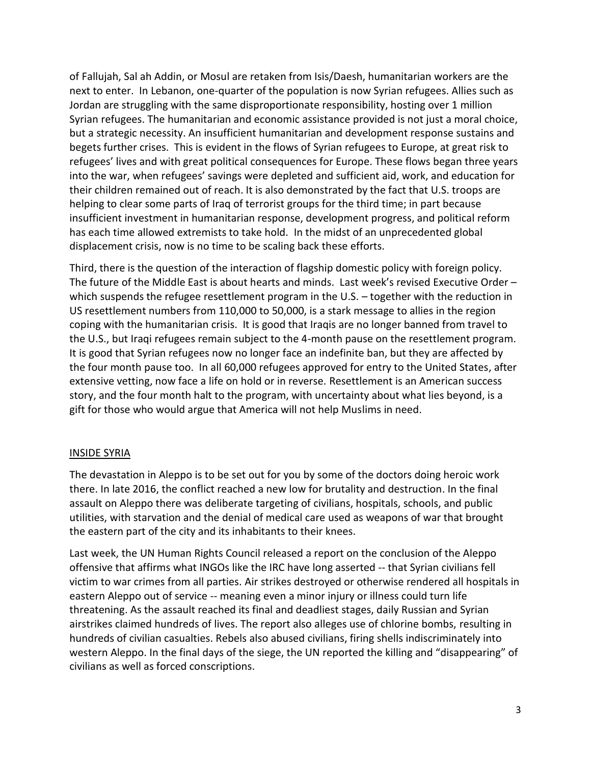of Fallujah, Sal ah Addin, or Mosul are retaken from Isis/Daesh, humanitarian workers are the next to enter. In Lebanon, one-quarter of the population is now Syrian refugees. Allies such as Jordan are struggling with the same disproportionate responsibility, hosting over 1 million Syrian refugees. The humanitarian and economic assistance provided is not just a moral choice, but a strategic necessity. An insufficient humanitarian and development response sustains and begets further crises. This is evident in the flows of Syrian refugees to Europe, at great risk to refugees' lives and with great political consequences for Europe. These flows began three years into the war, when refugees' savings were depleted and sufficient aid, work, and education for their children remained out of reach. It is also demonstrated by the fact that U.S. troops are helping to clear some parts of Iraq of terrorist groups for the third time; in part because insufficient investment in humanitarian response, development progress, and political reform has each time allowed extremists to take hold. In the midst of an unprecedented global displacement crisis, now is no time to be scaling back these efforts.

Third, there is the question of the interaction of flagship domestic policy with foreign policy. The future of the Middle East is about hearts and minds. Last week's revised Executive Order – which suspends the refugee resettlement program in the U.S. – together with the reduction in US resettlement numbers from 110,000 to 50,000, is a stark message to allies in the region coping with the humanitarian crisis. It is good that Iraqis are no longer banned from travel to the U.S., but Iraqi refugees remain subject to the 4-month pause on the resettlement program. It is good that Syrian refugees now no longer face an indefinite ban, but they are affected by the four month pause too. In all 60,000 refugees approved for entry to the United States, after extensive vetting, now face a life on hold or in reverse. Resettlement is an American success story, and the four month halt to the program, with uncertainty about what lies beyond, is a gift for those who would argue that America will not help Muslims in need.

## INSIDE SYRIA

The devastation in Aleppo is to be set out for you by some of the doctors doing heroic work there. In late 2016, the conflict reached a new low for brutality and destruction. In the final assault on Aleppo there was deliberate targeting of civilians, hospitals, schools, and public utilities, with starvation and the denial of medical care used as weapons of war that brought the eastern part of the city and its inhabitants to their knees.

Last week, the UN Human Rights Council released a report on the conclusion of the Aleppo offensive that affirms what INGOs like the IRC have long asserted -- that Syrian civilians fell victim to war crimes from all parties. Air strikes destroyed or otherwise rendered all hospitals in eastern Aleppo out of service -- meaning even a minor injury or illness could turn life threatening. As the assault reached its final and deadliest stages, daily Russian and Syrian airstrikes claimed hundreds of lives. The report also alleges use of chlorine bombs, resulting in hundreds of civilian casualties. Rebels also abused civilians, firing shells indiscriminately into western Aleppo. In the final days of the siege, the UN reported the killing and "disappearing" of civilians as well as forced conscriptions.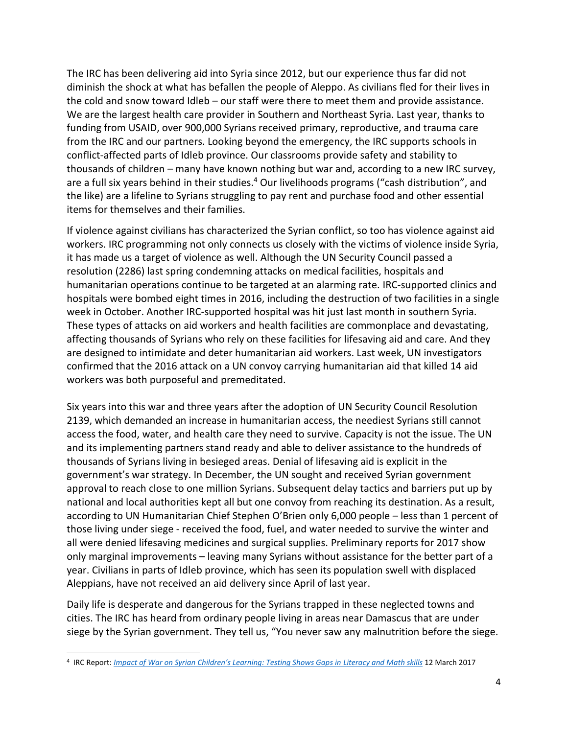The IRC has been delivering aid into Syria since 2012, but our experience thus far did not diminish the shock at what has befallen the people of Aleppo. As civilians fled for their lives in the cold and snow toward Idleb – our staff were there to meet them and provide assistance. We are the largest health care provider in Southern and Northeast Syria. Last year, thanks to funding from USAID, over 900,000 Syrians received primary, reproductive, and trauma care from the IRC and our partners. Looking beyond the emergency, the IRC supports schools in conflict-affected parts of Idleb province. Our classrooms provide safety and stability to thousands of children – many have known nothing but war and, according to a new IRC survey, are a full six years behind in their studies.[4] Our livelihoods programs ("cash distribution", and the like) are a lifeline to Syrians struggling to pay rent and purchase food and other essential items for themselves and their families.

If violence against civilians has characterized the Syrian conflict, so too has violence against aid workers. IRC programming not only connects us closely with the victims of violence inside Syria, it has made us a target of violence as well. Although the UN Security Council passed a resolution (2286) last spring condemning attacks on medical facilities, hospitals and humanitarian operations continue to be targeted at an alarming rate. IRC-supported clinics and hospitals were bombed eight times in 2016, including the destruction of two facilities in a single week in October. Another IRC-supported hospital was hit just last month in southern Syria. These types of attacks on aid workers and health facilities are commonplace and devastating, affecting thousands of Syrians who rely on these facilities for lifesaving aid and care. And they are designed to intimidate and deter humanitarian aid workers. Last week, UN investigators confirmed that the 2016 attack on a UN convoy carrying humanitarian aid that killed 14 aid workers was both purposeful and premeditated.

Six years into this war and three years after the adoption of UN Security Council Resolution 2139, which demanded an increase in humanitarian access, the neediest Syrians still cannot access the food, water, and health care they need to survive. Capacity is not the issue. The UN and its implementing partners stand ready and able to deliver assistance to the hundreds of thousands of Syrians living in besieged areas. Denial of lifesaving aid is explicit in the government's war strategy. In December, the UN sought and received Syrian government approval to reach close to one million Syrians. Subsequent delay tactics and barriers put up by national and local authorities kept all but one convoy from reaching its destination. As a result, according to UN Humanitarian Chief Stephen O'Brien only 6,000 people – less than 1 percent of those living under siege - received the food, fuel, and water needed to survive the winter and all were denied lifesaving medicines and surgical supplies. Preliminary reports for 2017 show only marginal improvements – leaving many Syrians without assistance for the better part of a year. Civilians in parts of Idleb province, which has seen its population swell with displaced Aleppians, have not received an aid delivery since April of last year.

Daily life is desperate and dangerous for the Syrians trapped in these neglected towns and cities. The IRC has heard from ordinary people living in areas near Damascus that are under siege by the Syrian government. They tell us, "You never saw any malnutrition before the siege.

---

[4] IRC Report: *Impact of War on Syrian Children's Learning: Testing Shows Gaps in Literacy and Math skills* 12 March 2017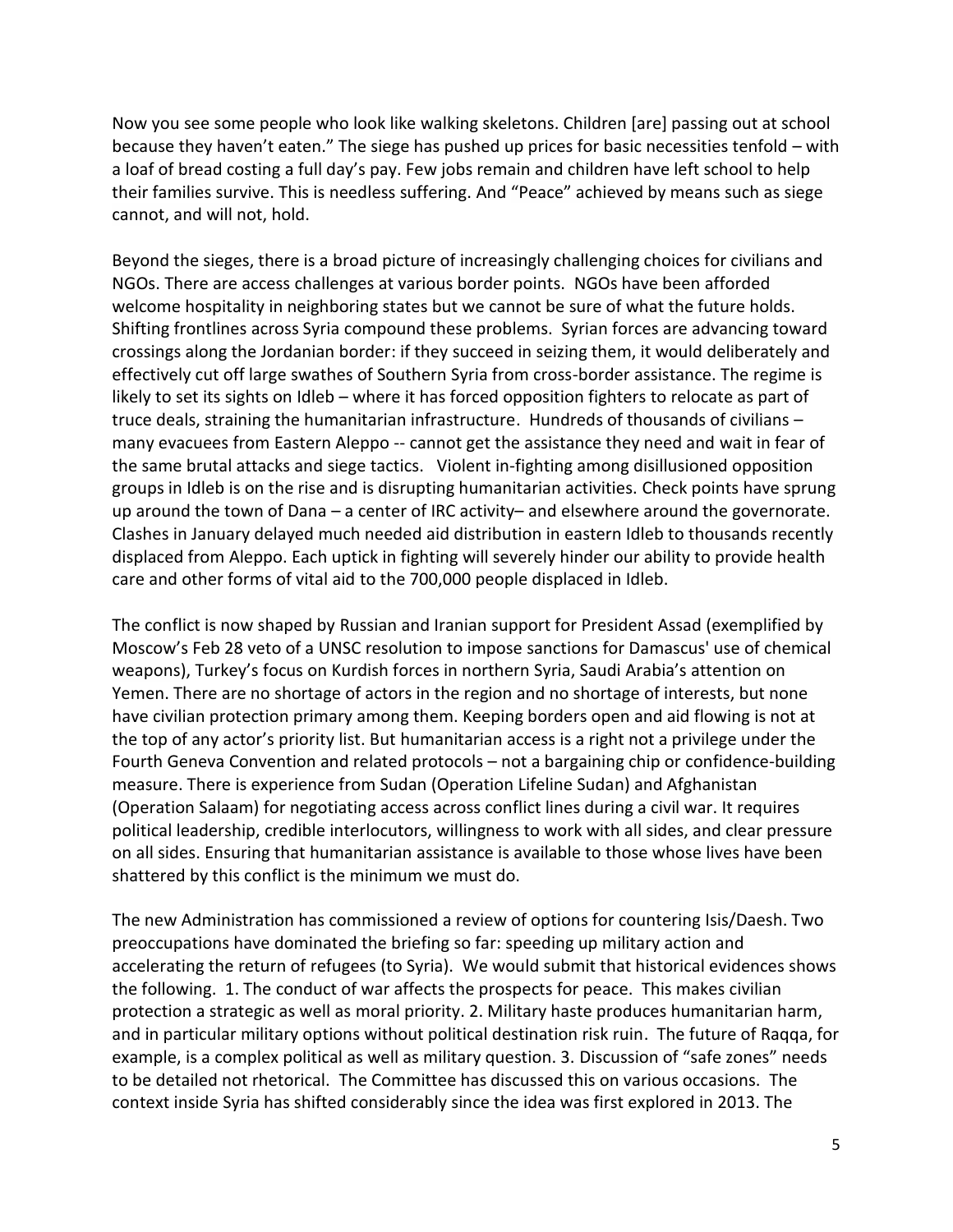Now you see some people who look like walking skeletons. Children [are] passing out at school because they haven't eaten." The siege has pushed up prices for basic necessities tenfold – with a loaf of bread costing a full day's pay. Few jobs remain and children have left school to help their families survive. This is needless suffering. And "Peace" achieved by means such as siege cannot, and will not, hold.

Beyond the sieges, there is a broad picture of increasingly challenging choices for civilians and NGOs. There are access challenges at various border points. NGOs have been afforded welcome hospitality in neighboring states but we cannot be sure of what the future holds. Shifting frontlines across Syria compound these problems. Syrian forces are advancing toward crossings along the Jordanian border: if they succeed in seizing them, it would deliberately and effectively cut off large swathes of Southern Syria from cross-border assistance. The regime is likely to set its sights on Idleb – where it has forced opposition fighters to relocate as part of truce deals, straining the humanitarian infrastructure. Hundreds of thousands of civilians – many evacuees from Eastern Aleppo -- cannot get the assistance they need and wait in fear of the same brutal attacks and siege tactics. Violent in-fighting among disillusioned opposition groups in Idleb is on the rise and is disrupting humanitarian activities. Check points have sprung up around the town of Dana – a center of IRC activity– and elsewhere around the governorate. Clashes in January delayed much needed aid distribution in eastern Idleb to thousands recently displaced from Aleppo. Each uptick in fighting will severely hinder our ability to provide health care and other forms of vital aid to the 700,000 people displaced in Idleb.

The conflict is now shaped by Russian and Iranian support for President Assad (exemplified by Moscow's Feb 28 veto of a UNSC resolution to impose sanctions for Damascus' use of chemical weapons), Turkey's focus on Kurdish forces in northern Syria, Saudi Arabia's attention on Yemen. There are no shortage of actors in the region and no shortage of interests, but none have civilian protection primary among them. Keeping borders open and aid flowing is not at the top of any actor's priority list. But humanitarian access is a right not a privilege under the Fourth Geneva Convention and related protocols – not a bargaining chip or confidence-building measure. There is experience from Sudan (Operation Lifeline Sudan) and Afghanistan (Operation Salaam) for negotiating access across conflict lines during a civil war. It requires political leadership, credible interlocutors, willingness to work with all sides, and clear pressure on all sides. Ensuring that humanitarian assistance is available to those whose lives have been shattered by this conflict is the minimum we must do.

The new Administration has commissioned a review of options for countering Isis/Daesh. Two preoccupations have dominated the briefing so far: speeding up military action and accelerating the return of refugees (to Syria). We would submit that historical evidences shows the following. 1. The conduct of war affects the prospects for peace. This makes civilian protection a strategic as well as moral priority. 2. Military haste produces humanitarian harm, and in particular military options without political destination risk ruin. The future of Raqqa, for example, is a complex political as well as military question. 3. Discussion of "safe zones" needs to be detailed not rhetorical. The Committee has discussed this on various occasions. The context inside Syria has shifted considerably since the idea was first explored in 2013. The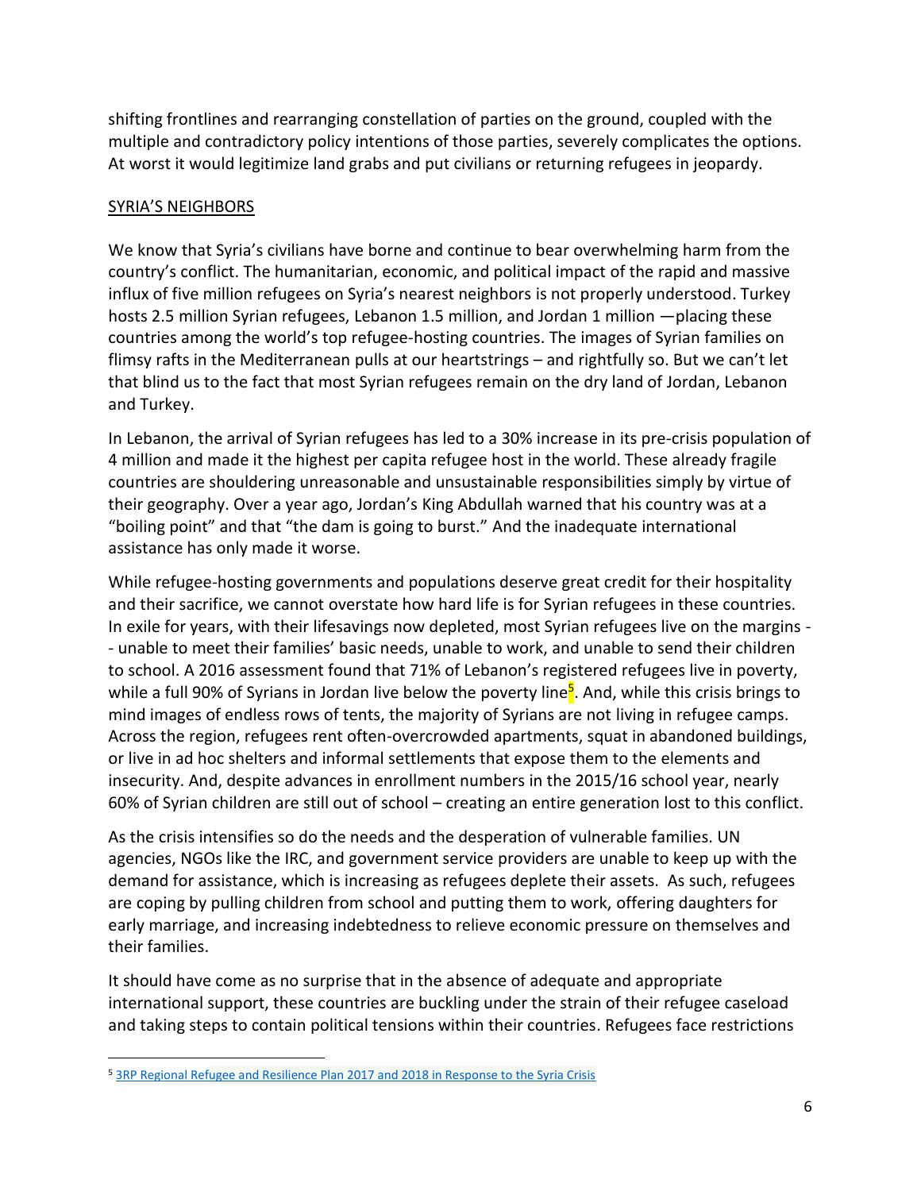shifting frontlines and rearranging constellation of parties on the ground, coupled with the multiple and contradictory policy intentions of those parties, severely complicates the options. At worst it would legitimize land grabs and put civilians or returning refugees in jeopardy.

## SYRIA'S NEIGHBORS

We know that Syria's civilians have borne and continue to bear overwhelming harm from the country's conflict. The humanitarian, economic, and political impact of the rapid and massive influx of five million refugees on Syria's nearest neighbors is not properly understood. Turkey hosts 2.5 million Syrian refugees, Lebanon 1.5 million, and Jordan 1 million —placing these countries among the world's top refugee-hosting countries. The images of Syrian families on flimsy rafts in the Mediterranean pulls at our heartstrings – and rightfully so. But we can't let that blind us to the fact that most Syrian refugees remain on the dry land of Jordan, Lebanon and Turkey.

In Lebanon, the arrival of Syrian refugees has led to a 30% increase in its pre-crisis population of 4 million and made it the highest per capita refugee host in the world. These already fragile countries are shouldering unreasonable and unsustainable responsibilities simply by virtue of their geography. Over a year ago, Jordan's King Abdullah warned that his country was at a "boiling point" and that "the dam is going to burst." And the inadequate international assistance has only made it worse.

While refugee-hosting governments and populations deserve great credit for their hospitality and their sacrifice, we cannot overstate how hard life is for Syrian refugees in these countries. In exile for years, with their lifesavings now depleted, most Syrian refugees live on the margins -- unable to meet their families' basic needs, unable to work, and unable to send their children to school. A 2016 assessment found that 71% of Lebanon's registered refugees live in poverty, while a full 90% of Syrians in Jordan live below the poverty line[5]. And, while this crisis brings to mind images of endless rows of tents, the majority of Syrians are not living in refugee camps. Across the region, refugees rent often-overcrowded apartments, squat in abandoned buildings, or live in ad hoc shelters and informal settlements that expose them to the elements and insecurity. And, despite advances in enrollment numbers in the 2015/16 school year, nearly 60% of Syrian children are still out of school – creating an entire generation lost to this conflict.

As the crisis intensifies so do the needs and the desperation of vulnerable families. UN agencies, NGOs like the IRC, and government service providers are unable to keep up with the demand for assistance, which is increasing as refugees deplete their assets. As such, refugees are coping by pulling children from school and putting them to work, offering daughters for early marriage, and increasing indebtedness to relieve economic pressure on themselves and their families.

It should have come as no surprise that in the absence of adequate and appropriate international support, these countries are buckling under the strain of their refugee caseload and taking steps to contain political tensions within their countries. Refugees face restrictions

[5] 3RP Regional Refugee and Resilience Plan 2017 and 2018 in Response to the Syria Crisis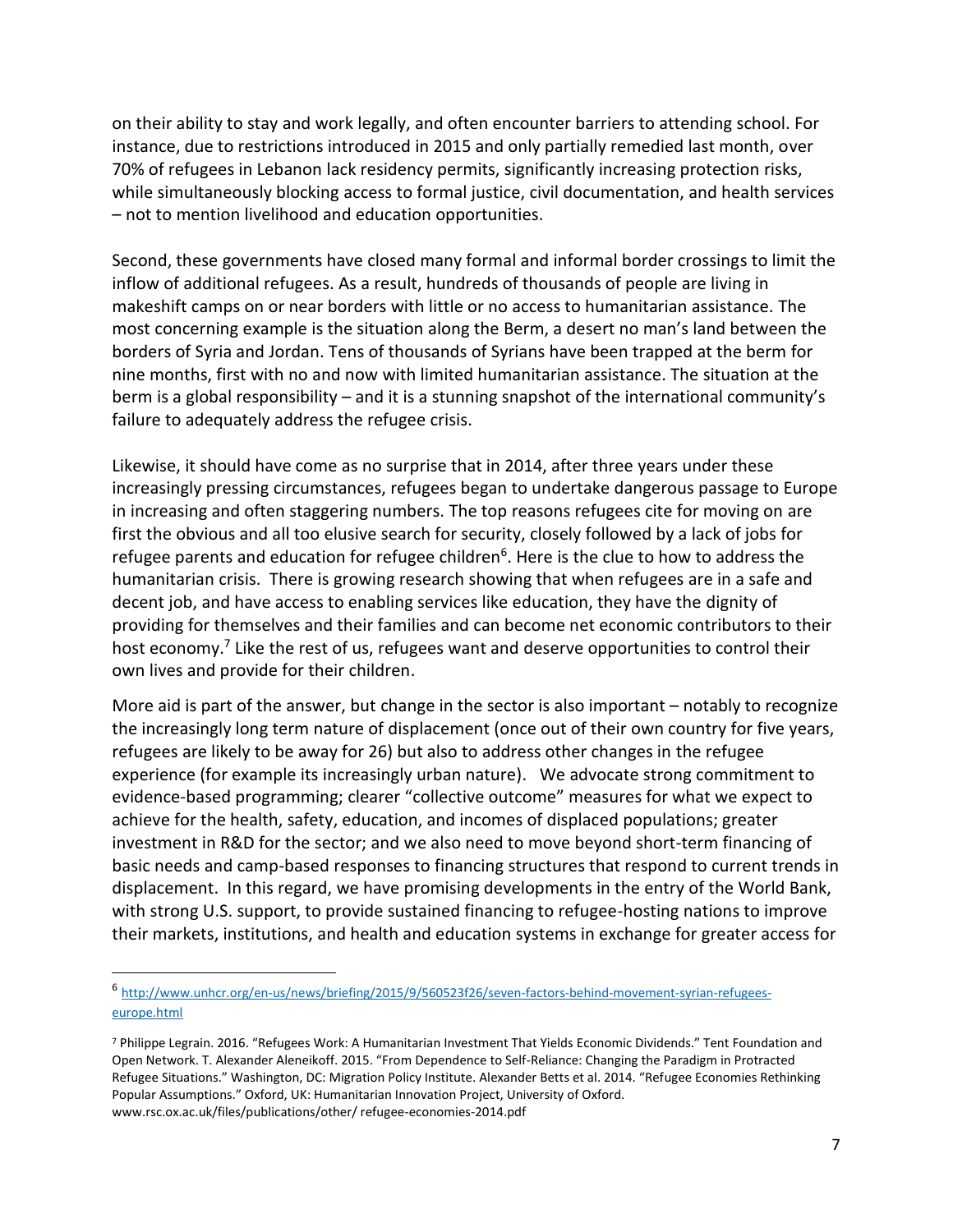on their ability to stay and work legally, and often encounter barriers to attending school. For instance, due to restrictions introduced in 2015 and only partially remedied last month, over 70% of refugees in Lebanon lack residency permits, significantly increasing protection risks, while simultaneously blocking access to formal justice, civil documentation, and health services – not to mention livelihood and education opportunities.

Second, these governments have closed many formal and informal border crossings to limit the inflow of additional refugees. As a result, hundreds of thousands of people are living in makeshift camps on or near borders with little or no access to humanitarian assistance. The most concerning example is the situation along the Berm, a desert no man's land between the borders of Syria and Jordan. Tens of thousands of Syrians have been trapped at the berm for nine months, first with no and now with limited humanitarian assistance. The situation at the berm is a global responsibility – and it is a stunning snapshot of the international community's failure to adequately address the refugee crisis.

Likewise, it should have come as no surprise that in 2014, after three years under these increasingly pressing circumstances, refugees began to undertake dangerous passage to Europe in increasing and often staggering numbers. The top reasons refugees cite for moving on are first the obvious and all too elusive search for security, closely followed by a lack of jobs for refugee parents and education for refugee children[6]. Here is the clue to how to address the humanitarian crisis. There is growing research showing that when refugees are in a safe and decent job, and have access to enabling services like education, they have the dignity of providing for themselves and their families and can become net economic contributors to their host economy.[7] Like the rest of us, refugees want and deserve opportunities to control their own lives and provide for their children.

More aid is part of the answer, but change in the sector is also important – notably to recognize the increasingly long term nature of displacement (once out of their own country for five years, refugees are likely to be away for 26) but also to address other changes in the refugee experience (for example its increasingly urban nature). We advocate strong commitment to evidence-based programming; clearer "collective outcome" measures for what we expect to achieve for the health, safety, education, and incomes of displaced populations; greater investment in R&D for the sector; and we also need to move beyond short-term financing of basic needs and camp-based responses to financing structures that respond to current trends in displacement. In this regard, we have promising developments in the entry of the World Bank, with strong U.S. support, to provide sustained financing to refugee-hosting nations to improve their markets, institutions, and health and education systems in exchange for greater access for

---

[6] http://www.unhcr.org/en-us/news/briefing/2015/9/560523f26/seven-factors-behind-movement-syrian-refugees-europe.html

[7] Philippe Legrain. 2016. "Refugees Work: A Humanitarian Investment That Yields Economic Dividends." Tent Foundation and Open Network. T. Alexander Aleneikoff. 2015. "From Dependence to Self-Reliance: Changing the Paradigm in Protracted Refugee Situations." Washington, DC: Migration Policy Institute. Alexander Betts et al. 2014. "Refugee Economies Rethinking Popular Assumptions." Oxford, UK: Humanitarian Innovation Project, University of Oxford. www.rsc.ox.ac.uk/files/publications/other/ refugee-economies-2014.pdf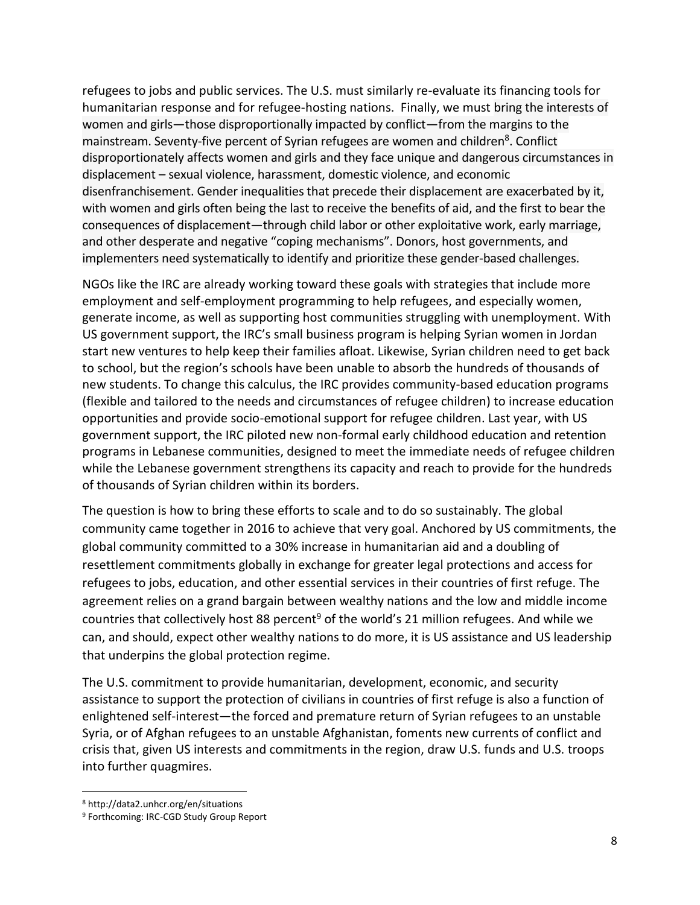refugees to jobs and public services. The U.S. must similarly re-evaluate its financing tools for humanitarian response and for refugee-hosting nations. Finally, we must bring the interests of women and girls—those disproportionally impacted by conflict—from the margins to the mainstream. Seventy-five percent of Syrian refugees are women and children[8]. Conflict disproportionately affects women and girls and they face unique and dangerous circumstances in displacement – sexual violence, harassment, domestic violence, and economic disenfranchisement. Gender inequalities that precede their displacement are exacerbated by it, with women and girls often being the last to receive the benefits of aid, and the first to bear the consequences of displacement—through child labor or other exploitative work, early marriage, and other desperate and negative "coping mechanisms". Donors, host governments, and implementers need systematically to identify and prioritize these gender-based challenges.

NGOs like the IRC are already working toward these goals with strategies that include more employment and self-employment programming to help refugees, and especially women, generate income, as well as supporting host communities struggling with unemployment. With US government support, the IRC's small business program is helping Syrian women in Jordan start new ventures to help keep their families afloat. Likewise, Syrian children need to get back to school, but the region's schools have been unable to absorb the hundreds of thousands of new students. To change this calculus, the IRC provides community-based education programs (flexible and tailored to the needs and circumstances of refugee children) to increase education opportunities and provide socio-emotional support for refugee children. Last year, with US government support, the IRC piloted new non-formal early childhood education and retention programs in Lebanese communities, designed to meet the immediate needs of refugee children while the Lebanese government strengthens its capacity and reach to provide for the hundreds of thousands of Syrian children within its borders.

The question is how to bring these efforts to scale and to do so sustainably. The global community came together in 2016 to achieve that very goal. Anchored by US commitments, the global community committed to a 30% increase in humanitarian aid and a doubling of resettlement commitments globally in exchange for greater legal protections and access for refugees to jobs, education, and other essential services in their countries of first refuge. The agreement relies on a grand bargain between wealthy nations and the low and middle income countries that collectively host 88 percent[9] of the world's 21 million refugees. And while we can, and should, expect other wealthy nations to do more, it is US assistance and US leadership that underpins the global protection regime.

The U.S. commitment to provide humanitarian, development, economic, and security assistance to support the protection of civilians in countries of first refuge is also a function of enlightened self-interest—the forced and premature return of Syrian refugees to an unstable Syria, or of Afghan refugees to an unstable Afghanistan, foments new currents of conflict and crisis that, given US interests and commitments in the region, draw U.S. funds and U.S. troops into further quagmires.

---

[8] http://data2.unhcr.org/en/situations

[9] Forthcoming: IRC-CGD Study Group Report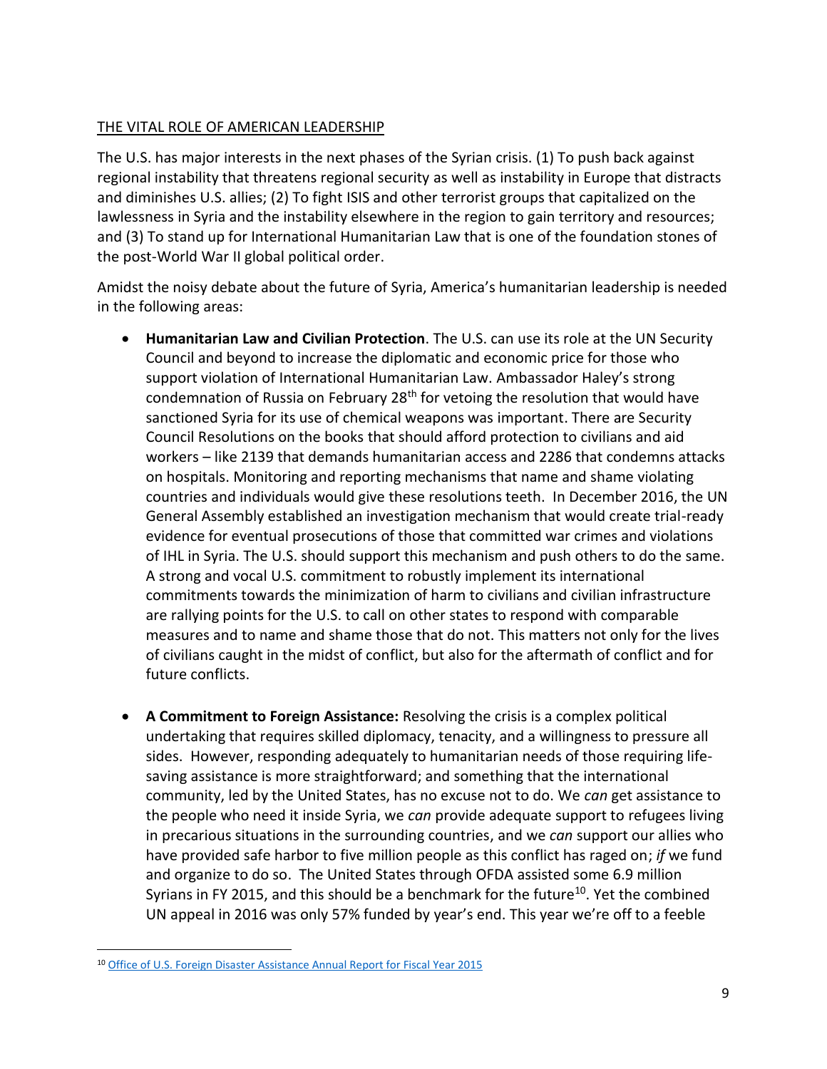THE VITAL ROLE OF AMERICAN LEADERSHIP

The U.S. has major interests in the next phases of the Syrian crisis. (1) To push back against regional instability that threatens regional security as well as instability in Europe that distracts and diminishes U.S. allies; (2) To fight ISIS and other terrorist groups that capitalized on the lawlessness in Syria and the instability elsewhere in the region to gain territory and resources; and (3) To stand up for International Humanitarian Law that is one of the foundation stones of the post-World War II global political order.

Amidst the noisy debate about the future of Syria, America's humanitarian leadership is needed in the following areas:

- **Humanitarian Law and Civilian Protection**. The U.S. can use its role at the UN Security Council and beyond to increase the diplomatic and economic price for those who support violation of International Humanitarian Law. Ambassador Haley's strong condemnation of Russia on February 28th for vetoing the resolution that would have sanctioned Syria for its use of chemical weapons was important. There are Security Council Resolutions on the books that should afford protection to civilians and aid workers – like 2139 that demands humanitarian access and 2286 that condemns attacks on hospitals. Monitoring and reporting mechanisms that name and shame violating countries and individuals would give these resolutions teeth. In December 2016, the UN General Assembly established an investigation mechanism that would create trial-ready evidence for eventual prosecutions of those that committed war crimes and violations of IHL in Syria. The U.S. should support this mechanism and push others to do the same. A strong and vocal U.S. commitment to robustly implement its international commitments towards the minimization of harm to civilians and civilian infrastructure are rallying points for the U.S. to call on other states to respond with comparable measures and to name and shame those that do not. This matters not only for the lives of civilians caught in the midst of conflict, but also for the aftermath of conflict and for future conflicts.

- **A Commitment to Foreign Assistance:** Resolving the crisis is a complex political undertaking that requires skilled diplomacy, tenacity, and a willingness to pressure all sides. However, responding adequately to humanitarian needs of those requiring life-saving assistance is more straightforward; and something that the international community, led by the United States, has no excuse not to do. We *can* get assistance to the people who need it inside Syria, we *can* provide adequate support to refugees living in precarious situations in the surrounding countries, and we *can* support our allies who have provided safe harbor to five million people as this conflict has raged on; *if* we fund and organize to do so. The United States through OFDA assisted some 6.9 million Syrians in FY 2015, and this should be a benchmark for the future[10]. Yet the combined UN appeal in 2016 was only 57% funded by year's end. This year we're off to a feeble

[10] Office of U.S. Foreign Disaster Assistance Annual Report for Fiscal Year 2015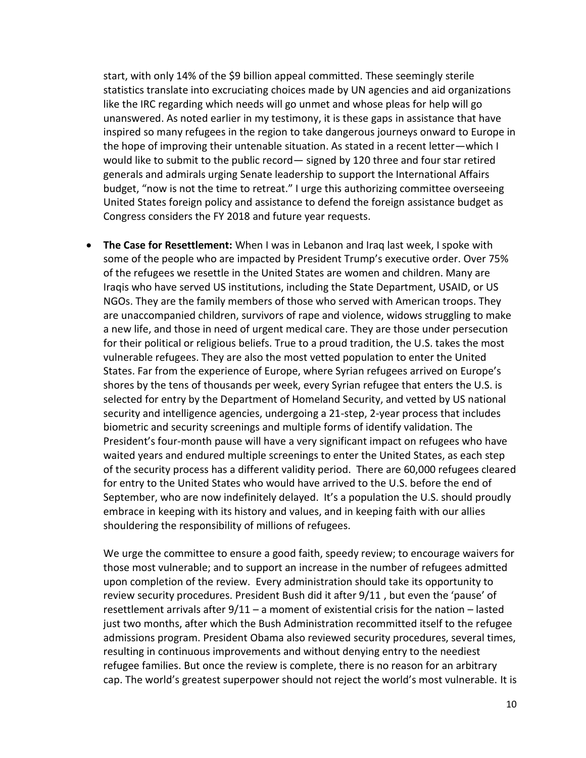start, with only 14% of the $9 billion appeal committed. These seemingly sterile statistics translate into excruciating choices made by UN agencies and aid organizations like the IRC regarding which needs will go unmet and whose pleas for help will go unanswered. As noted earlier in my testimony, it is these gaps in assistance that have inspired so many refugees in the region to take dangerous journeys onward to Europe in the hope of improving their untenable situation. As stated in a recent letter—which I would like to submit to the public record— signed by 120 three and four star retired generals and admirals urging Senate leadership to support the International Affairs budget, "now is not the time to retreat." I urge this authorizing committee overseeing United States foreign policy and assistance to defend the foreign assistance budget as Congress considers the FY 2018 and future year requests.

- **The Case for Resettlement:** When I was in Lebanon and Iraq last week, I spoke with some of the people who are impacted by President Trump's executive order. Over 75% of the refugees we resettle in the United States are women and children. Many are Iraqis who have served US institutions, including the State Department, USAID, or US NGOs. They are the family members of those who served with American troops. They are unaccompanied children, survivors of rape and violence, widows struggling to make a new life, and those in need of urgent medical care. They are those under persecution for their political or religious beliefs. True to a proud tradition, the U.S. takes the most vulnerable refugees. They are also the most vetted population to enter the United States. Far from the experience of Europe, where Syrian refugees arrived on Europe's shores by the tens of thousands per week, every Syrian refugee that enters the U.S. is selected for entry by the Department of Homeland Security, and vetted by US national security and intelligence agencies, undergoing a 21-step, 2-year process that includes biometric and security screenings and multiple forms of identify validation. The President's four-month pause will have a very significant impact on refugees who have waited years and endured multiple screenings to enter the United States, as each step of the security process has a different validity period. There are 60,000 refugees cleared for entry to the United States who would have arrived to the U.S. before the end of September, who are now indefinitely delayed. It's a population the U.S. should proudly embrace in keeping with its history and values, and in keeping faith with our allies shouldering the responsibility of millions of refugees.

  We urge the committee to ensure a good faith, speedy review; to encourage waivers for those most vulnerable; and to support an increase in the number of refugees admitted upon completion of the review. Every administration should take its opportunity to review security procedures. President Bush did it after 9/11 , but even the 'pause' of resettlement arrivals after 9/11 – a moment of existential crisis for the nation – lasted just two months, after which the Bush Administration recommitted itself to the refugee admissions program. President Obama also reviewed security procedures, several times, resulting in continuous improvements and without denying entry to the neediest refugee families. But once the review is complete, there is no reason for an arbitrary cap. The world's greatest superpower should not reject the world's most vulnerable. It is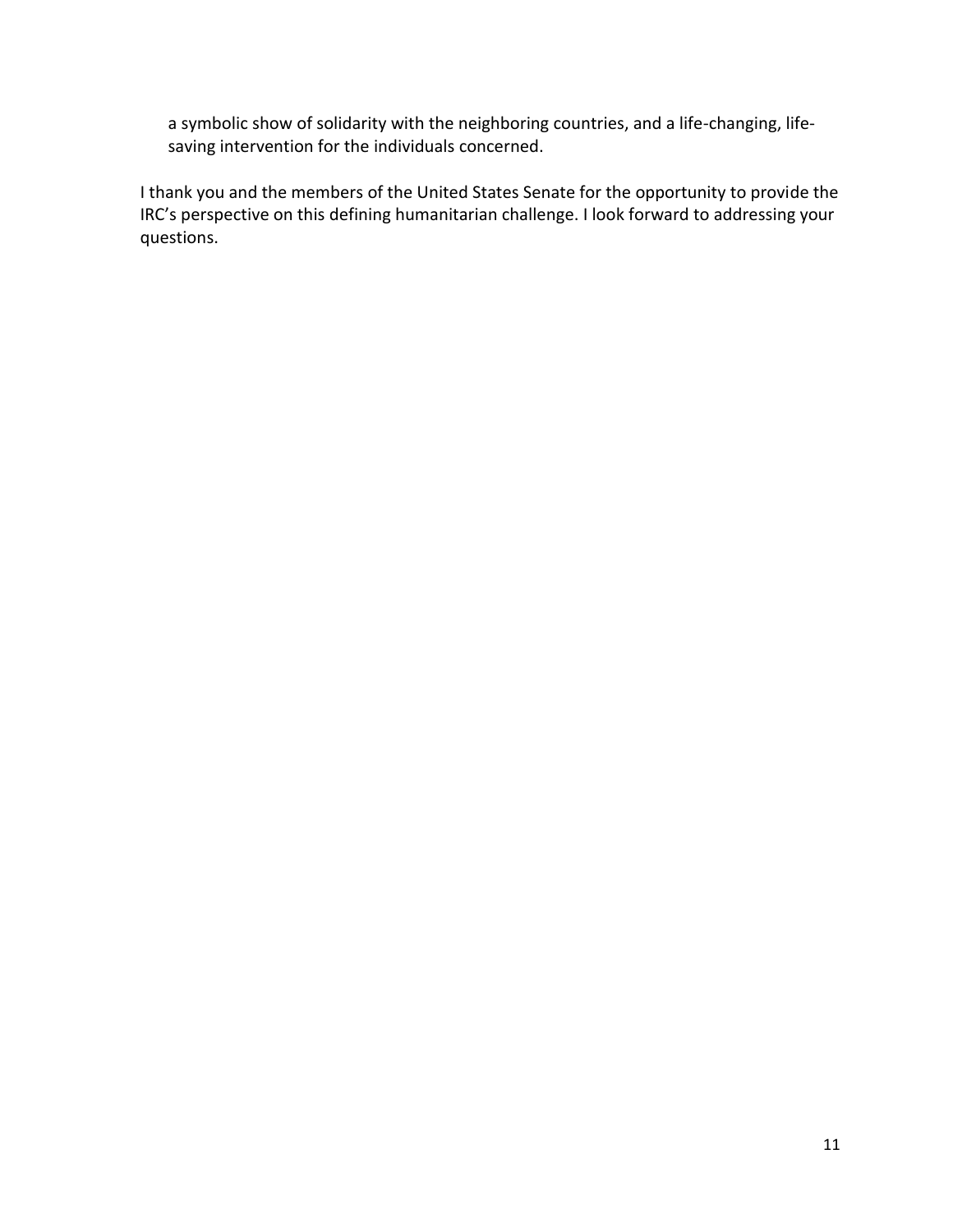a symbolic show of solidarity with the neighboring countries, and a life-changing, life-saving intervention for the individuals concerned.

I thank you and the members of the United States Senate for the opportunity to provide the IRC's perspective on this defining humanitarian challenge. I look forward to addressing your questions.